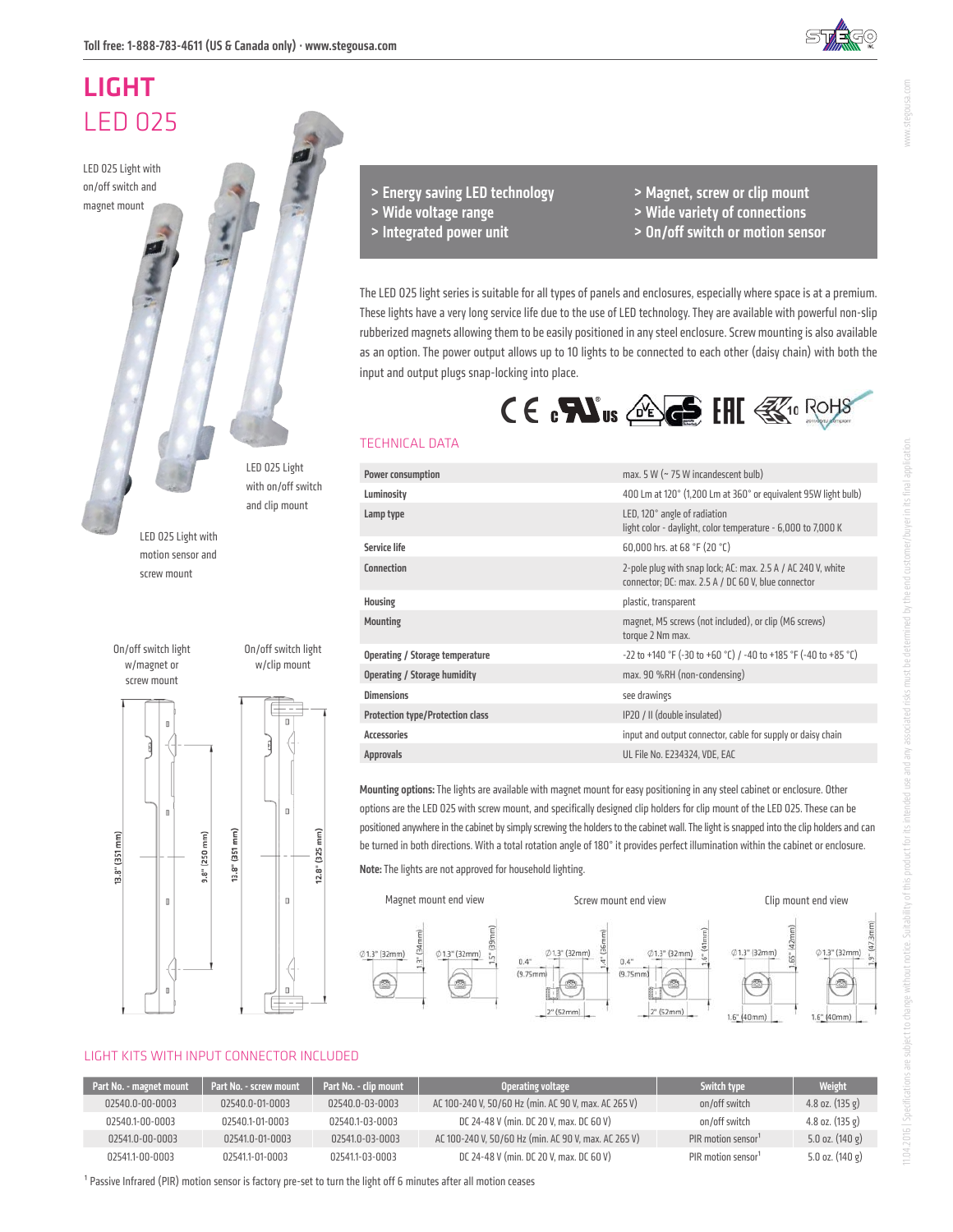# LIGHT

## LED 025

LED 025 Light with on/off switch and magnet mount

LED 025 Light with on/off switch and clip mount

LED 025 Light with motion sensor and screw mount

- > Energy saving LED technology
- > Wide voltage range
- > Integrated power unit
- > Magnet, screw or clip mount
- > Wide variety of connections
- > On/off switch or motion sensor

The LED 025 light series is suitable for all types of panels and enclosures, especially where space is at a premium. These lights have a very long service life due to the use of LED technology. They are available with powerful non-slip rubberized magnets allowing them to be easily positioned in any steel enclosure. Screw mounting is also available as an option. The power output allows up to 10 lights to be connected to each other (daisy chain) with both the input and output plugs snap-locking into place.

### TECHNICAL DATA

| | |
|---|---|
| **Power consumption** | max. 5 W (~ 75 W incandescent bulb) |
| **Luminosity** | 400 Lm at 120° (1,200 Lm at 360° or equivalent 95W light bulb) |
| **Lamp type** | LED, 120° angle of radiation<br>light color - daylight, color temperature - 6,000 to 7,000 K |
| **Service life** | 60,000 hrs. at 68 °F (20 °C) |
| **Connection** | 2-pole plug with snap lock; AC: max. 2.5 A / AC 240 V, white connector; DC: max. 2.5 A / DC 60 V, blue connector |
| **Housing** | plastic, transparent |
| **Mounting** | magnet, M5 screws (not included), or clip (M6 screws)<br>torque 2 Nm max. |
| **Operating / Storage temperature** | -22 to +140 °F (-30 to +60 °C) / -40 to +185 °F (-40 to +85 °C) |
| **Operating / Storage humidity** | max. 90 %RH (non-condensing) |
| **Dimensions** | see drawings |
| **Protection type/Protection class** | IP20 / II (double insulated) |
| **Accessories** | input and output connector, cable for supply or daisy chain |
| **Approvals** | UL File No. E234324, VDE, EAC |

**Mounting options:** The lights are available with magnet mount for easy positioning in any steel cabinet or enclosure. Other options are the LED 025 with screw mount, and specifically designed clip holders for clip mount of the LED 025. These can be positioned anywhere in the cabinet by simply screwing the holders to the cabinet wall. The light is snapped into the clip holders and can be turned in both directions. With a total rotation angle of 180° it provides perfect illumination within the cabinet or enclosure.

**Note:** The lights are not approved for household lighting.

On/off switch light w/magnet or screw mount: 13.8" (351 mm), 9.8" (250 mm)

On/off switch light w/clip mount: 13.8" (351 mm), 12.8" (325 mm)

Magnet mount end view: Ø1.3" (32mm), 1.3" (34mm); Ø1.3" (32mm), 1.5" (39mm)

Screw mount end view: Ø1.3" (32mm), 1.4" (36mm), 0.4" (9.75mm), 2" (52mm); Ø1.3" (32mm), 1.6" (41mm), 0.4" (9.75mm), 2" (52mm)

Clip mount end view: Ø1.3" (32mm), 1.65" (42mm), 1.6" (40mm); Ø1.3" (32mm), 1.9" (47.3mm), 1.6" (40mm)

### LIGHT KITS WITH INPUT CONNECTOR INCLUDED

| Part No. - magnet mount | Part No. - screw mount | Part No. - clip mount | Operating voltage | Switch type | Weight |
|---|---|---|---|---|---|
| 02540.0-00-0003 | 02540.0-01-0003 | 02540.0-03-0003 | AC 100-240 V, 50/60 Hz (min. AC 90 V, max. AC 265 V) | on/off switch | 4.8 oz. (135 g) |
| 02540.1-00-0003 | 02540.1-01-0003 | 02540.1-03-0003 | DC 24-48 V (min. DC 20 V, max. DC 60 V) | on/off switch | 4.8 oz. (135 g) |
| 02541.0-00-0003 | 02541.0-01-0003 | 02541.0-03-0003 | AC 100-240 V, 50/60 Hz (min. AC 90 V, max. AC 265 V) | PIR motion sensor[1] | 5.0 oz. (140 g) |
| 02541.1-00-0003 | 02541.1-01-0003 | 02541.1-03-0003 | DC 24-48 V (min. DC 20 V, max. DC 60 V) | PIR motion sensor[1] | 5.0 oz. (140 g) |

[1] Passive Infrared (PIR) motion sensor is factory pre-set to turn the light off 6 minutes after all motion ceases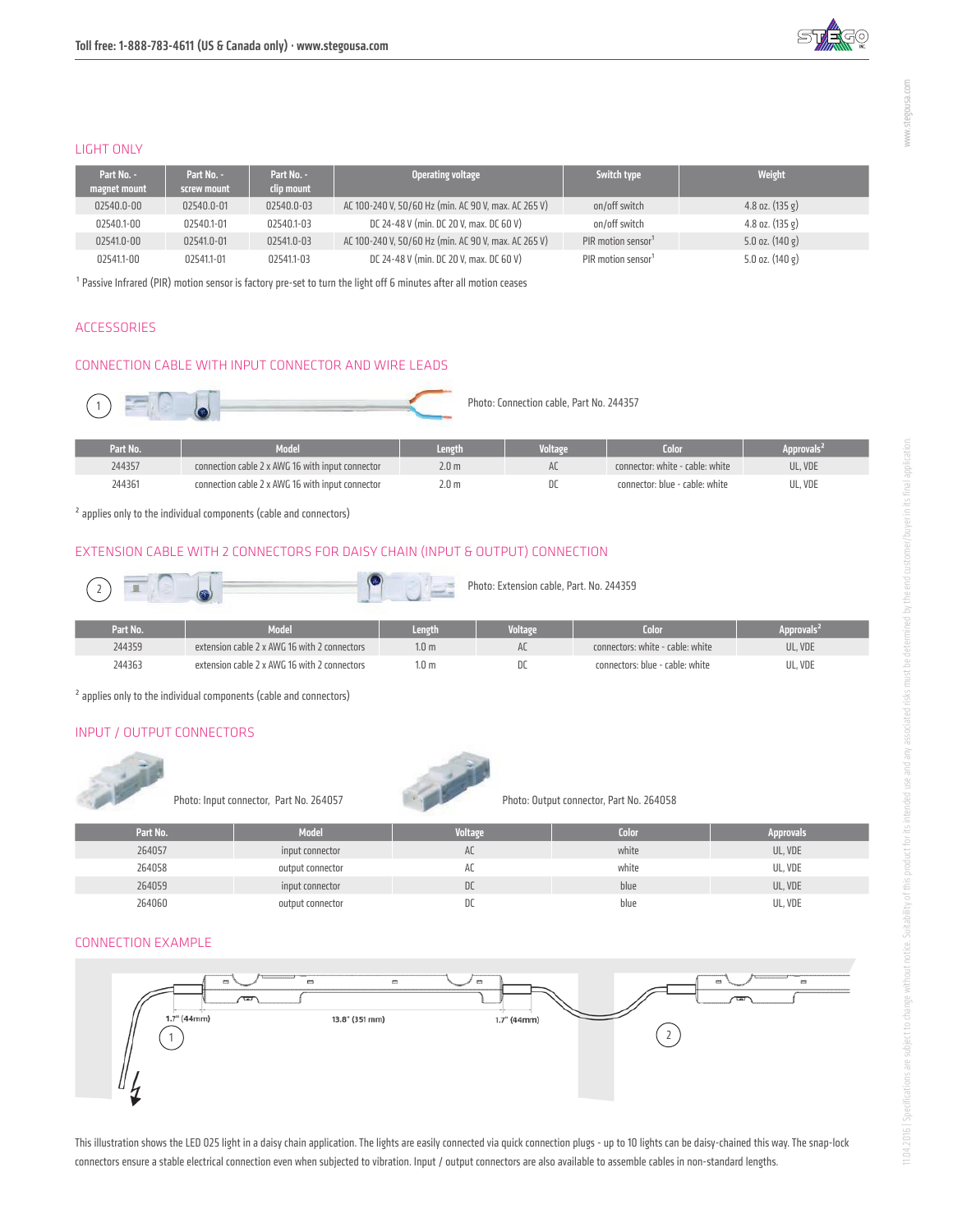## LIGHT ONLY

| Part No. - magnet mount | Part No. - screw mount | Part No. - clip mount | Operating voltage | Switch type | Weight |
|---|---|---|---|---|---|
| 02540.0-00 | 02540.0-01 | 02540.0-03 | AC 100-240 V, 50/60 Hz (min. AC 90 V, max. AC 265 V) | on/off switch | 4.8 oz. (135 g) |
| 02540.1-00 | 02540.1-01 | 02540.1-03 | DC 24-48 V (min. DC 20 V, max. DC 60 V) | on/off switch | 4.8 oz. (135 g) |
| 02541.0-00 | 02541.0-01 | 02541.0-03 | AC 100-240 V, 50/60 Hz (min. AC 90 V, max. AC 265 V) | PIR motion sensor[1] | 5.0 oz. (140 g) |
| 02541.1-00 | 02541.1-01 | 02541.1-03 | DC 24-48 V (min. DC 20 V, max. DC 60 V) | PIR motion sensor[1] | 5.0 oz. (140 g) |

[1] Passive Infrared (PIR) motion sensor is factory pre-set to turn the light off 6 minutes after all motion ceases

## ACCESSORIES

### CONNECTION CABLE WITH INPUT CONNECTOR AND WIRE LEADS

1

Photo: Connection cable, Part No. 244357

| Part No. | Model | Length | Voltage | Color | Approvals[2] |
|---|---|---|---|---|---|
| 244357 | connection cable 2 x AWG 16 with input connector | 2.0 m | AC | connector: white - cable: white | UL, VDE |
| 244361 | connection cable 2 x AWG 16 with input connector | 2.0 m | DC | connector: blue - cable: white | UL, VDE |

[2] applies only to the individual components (cable and connectors)

### EXTENSION CABLE WITH 2 CONNECTORS FOR DAISY CHAIN (INPUT & OUTPUT) CONNECTION

2

Photo: Extension cable, Part. No. 244359

| Part No. | Model | Length | Voltage | Color | Approvals[2] |
|---|---|---|---|---|---|
| 244359 | extension cable 2 x AWG 16 with 2 connectors | 1.0 m | AC | connectors: white - cable: white | UL, VDE |
| 244363 | extension cable 2 x AWG 16 with 2 connectors | 1.0 m | DC | connectors: blue - cable: white | UL, VDE |

[2] applies only to the individual components (cable and connectors)

### INPUT / OUTPUT CONNECTORS

Photo: Input connector, Part No. 264057

Photo: Output connector, Part No. 264058

| Part No. | Model | Voltage | Color | Approvals |
|---|---|---|---|---|
| 264057 | input connector | AC | white | UL, VDE |
| 264058 | output connector | AC | white | UL, VDE |
| 264059 | input connector | DC | blue | UL, VDE |
| 264060 | output connector | DC | blue | UL, VDE |

### CONNECTION EXAMPLE

1.7" (44mm)
13.8" (351 mm)
1.7" (44mm)
1
2

This illustration shows the LED 025 light in a daisy chain application. The lights are easily connected via quick connection plugs - up to 10 lights can be daisy-chained this way. The snap-lock connectors ensure a stable electrical connection even when subjected to vibration. Input / output connectors are also available to assemble cables in non-standard lengths.